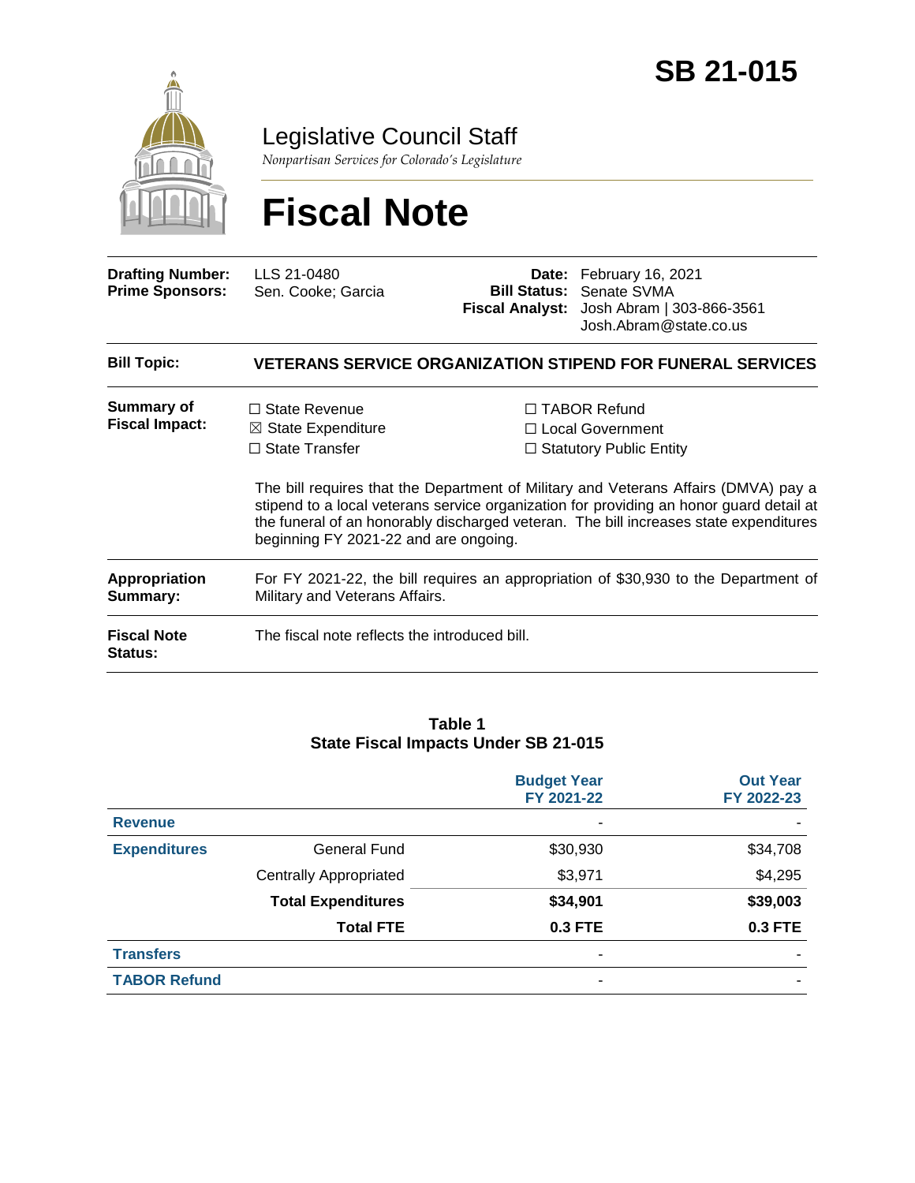# SB 21-015

## Legislative Council Staff

*Nonpartisan Services for Colorado's Legislature*

# Fiscal Note

| | | | |
|---|---|---|---|
| **Drafting Number:** | LLS 21-0480 | **Date:** | February 16, 2021 |
| **Prime Sponsors:** | Sen. Cooke; Garcia | **Bill Status:** | Senate SVMA |
| | | **Fiscal Analyst:** | Josh Abram \| 303-866-3561 Josh.Abram@state.co.us |

**Bill Topic:** **VETERANS SERVICE ORGANIZATION STIPEND FOR FUNERAL SERVICES**

**Summary of Fiscal Impact:**

- ☐ State Revenue
- ☒ State Expenditure
- ☐ State Transfer
- ☐ TABOR Refund
- ☐ Local Government
- ☐ Statutory Public Entity

The bill requires that the Department of Military and Veterans Affairs (DMVA) pay a stipend to a local veterans service organization for providing an honor guard detail at the funeral of an honorably discharged veteran. The bill increases state expenditures beginning FY 2021-22 and are ongoing.

**Appropriation Summary:** For FY 2021-22, the bill requires an appropriation of $30,930 to the Department of Military and Veterans Affairs.

**Fiscal Note Status:** The fiscal note reflects the introduced bill.

**Table 1**
**State Fiscal Impacts Under SB 21-015**

| | | Budget Year FY 2021-22 | Out Year FY 2022-23 |
|---|---|---|---|
| **Revenue** | | - | - |
| **Expenditures** | General Fund | $30,930 | $34,708 |
| | Centrally Appropriated | $3,971 | $4,295 |
| | **Total Expenditures** | **$34,901** | **$39,003** |
| | **Total FTE** | **0.3 FTE** | **0.3 FTE** |
| **Transfers** | | - | - |
| **TABOR Refund** | | - | - |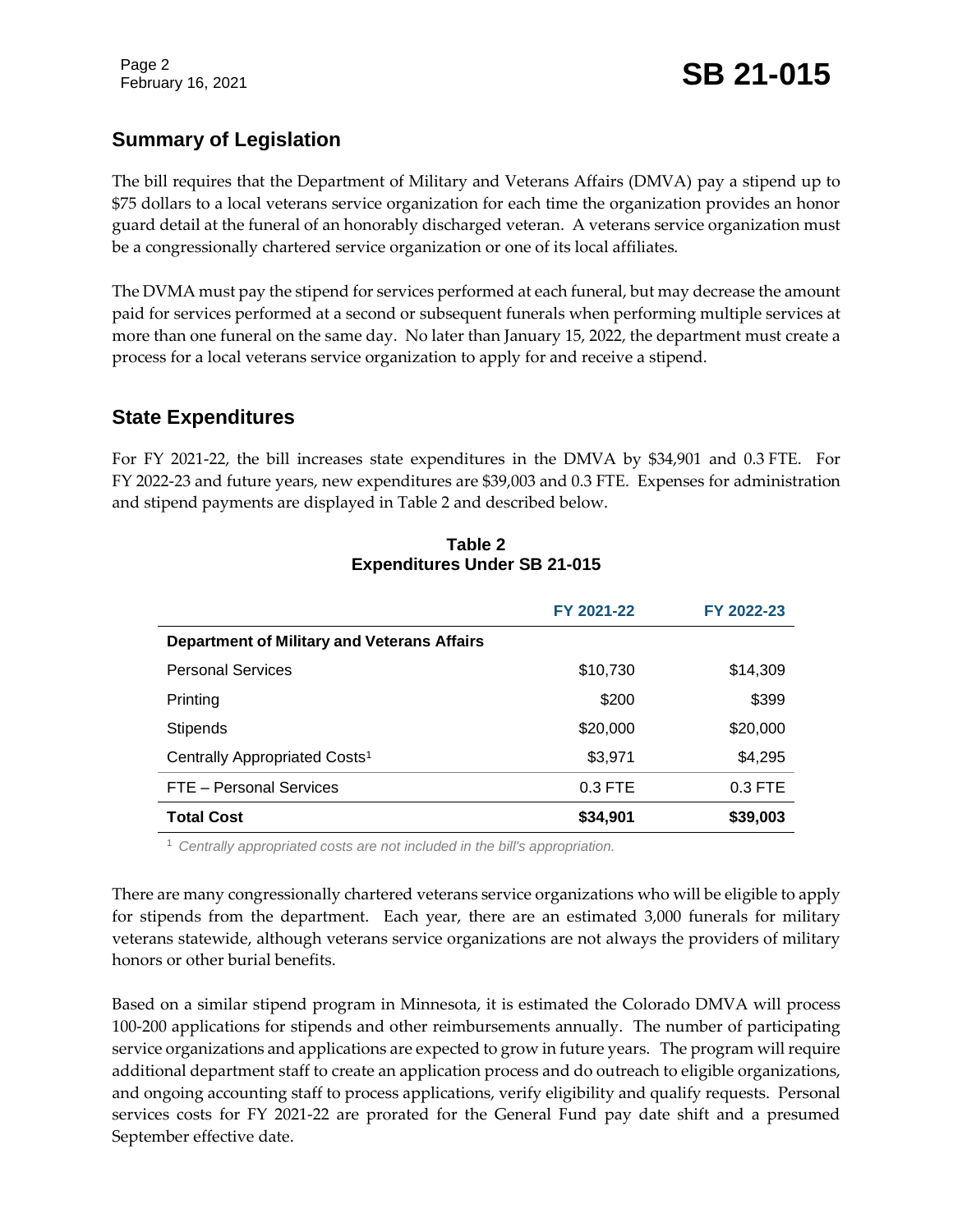## Summary of Legislation

The bill requires that the Department of Military and Veterans Affairs (DMVA) pay a stipend up to $75 dollars to a local veterans service organization for each time the organization provides an honor guard detail at the funeral of an honorably discharged veteran. A veterans service organization must be a congressionally chartered service organization or one of its local affiliates.

The DVMA must pay the stipend for services performed at each funeral, but may decrease the amount paid for services performed at a second or subsequent funerals when performing multiple services at more than one funeral on the same day. No later than January 15, 2022, the department must create a process for a local veterans service organization to apply for and receive a stipend.

## State Expenditures

For FY 2021-22, the bill increases state expenditures in the DMVA by $34,901 and 0.3 FTE. For FY 2022-23 and future years, new expenditures are $39,003 and 0.3 FTE. Expenses for administration and stipend payments are displayed in Table 2 and described below.

**Table 2**
**Expenditures Under SB 21-015**

| | FY 2021-22 | FY 2022-23 |
|---|---|---|
| **Department of Military and Veterans Affairs** | | |
| Personal Services | $10,730 | $14,309 |
| Printing | $200 | $399 |
| Stipends | $20,000 | $20,000 |
| Centrally Appropriated Costs[1] | $3,971 | $4,295 |
| FTE – Personal Services | 0.3 FTE | 0.3 FTE |
| **Total Cost** | **$34,901** | **$39,003** |

[1] *Centrally appropriated costs are not included in the bill's appropriation.*

There are many congressionally chartered veterans service organizations who will be eligible to apply for stipends from the department. Each year, there are an estimated 3,000 funerals for military veterans statewide, although veterans service organizations are not always the providers of military honors or other burial benefits.

Based on a similar stipend program in Minnesota, it is estimated the Colorado DMVA will process 100-200 applications for stipends and other reimbursements annually. The number of participating service organizations and applications are expected to grow in future years. The program will require additional department staff to create an application process and do outreach to eligible organizations, and ongoing accounting staff to process applications, verify eligibility and qualify requests. Personal services costs for FY 2021-22 are prorated for the General Fund pay date shift and a presumed September effective date.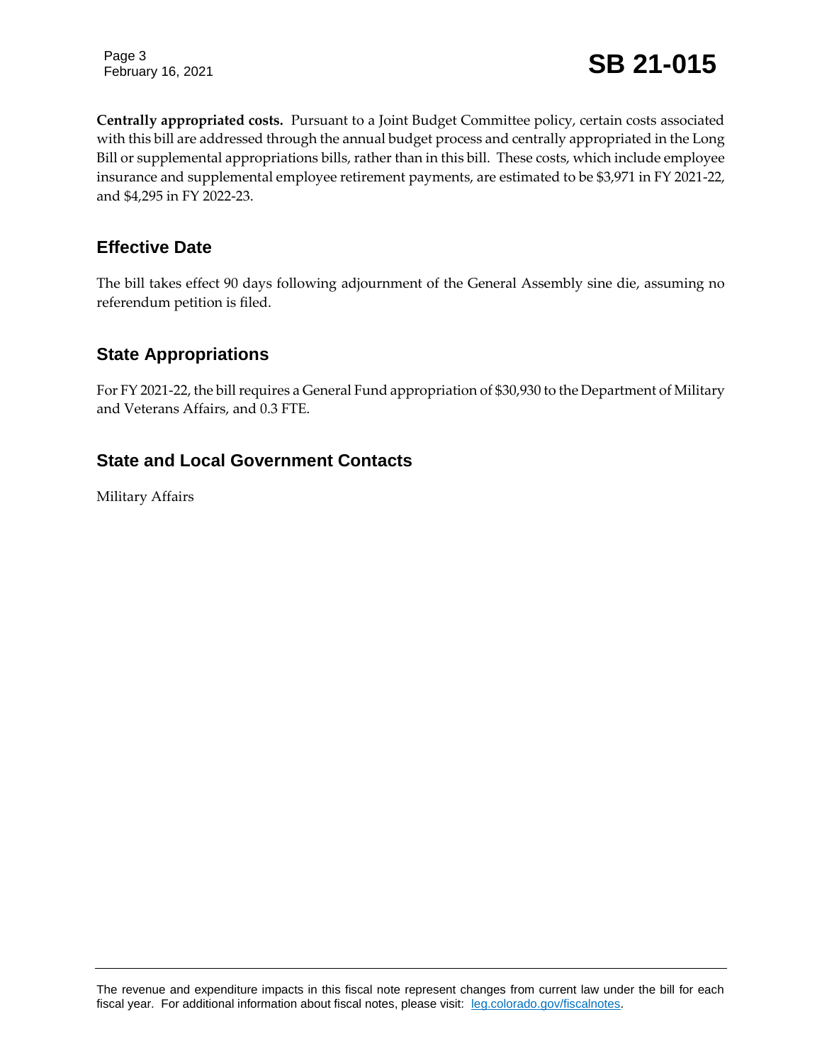**Centrally appropriated costs.** Pursuant to a Joint Budget Committee policy, certain costs associated with this bill are addressed through the annual budget process and centrally appropriated in the Long Bill or supplemental appropriations bills, rather than in this bill. These costs, which include employee insurance and supplemental employee retirement payments, are estimated to be $3,971 in FY 2021-22, and $4,295 in FY 2022-23.

## Effective Date

The bill takes effect 90 days following adjournment of the General Assembly sine die, assuming no referendum petition is filed.

## State Appropriations

For FY 2021-22, the bill requires a General Fund appropriation of $30,930 to the Department of Military and Veterans Affairs, and 0.3 FTE.

## State and Local Government Contacts

Military Affairs

The revenue and expenditure impacts in this fiscal note represent changes from current law under the bill for each fiscal year. For additional information about fiscal notes, please visit: leg.colorado.gov/fiscalnotes.